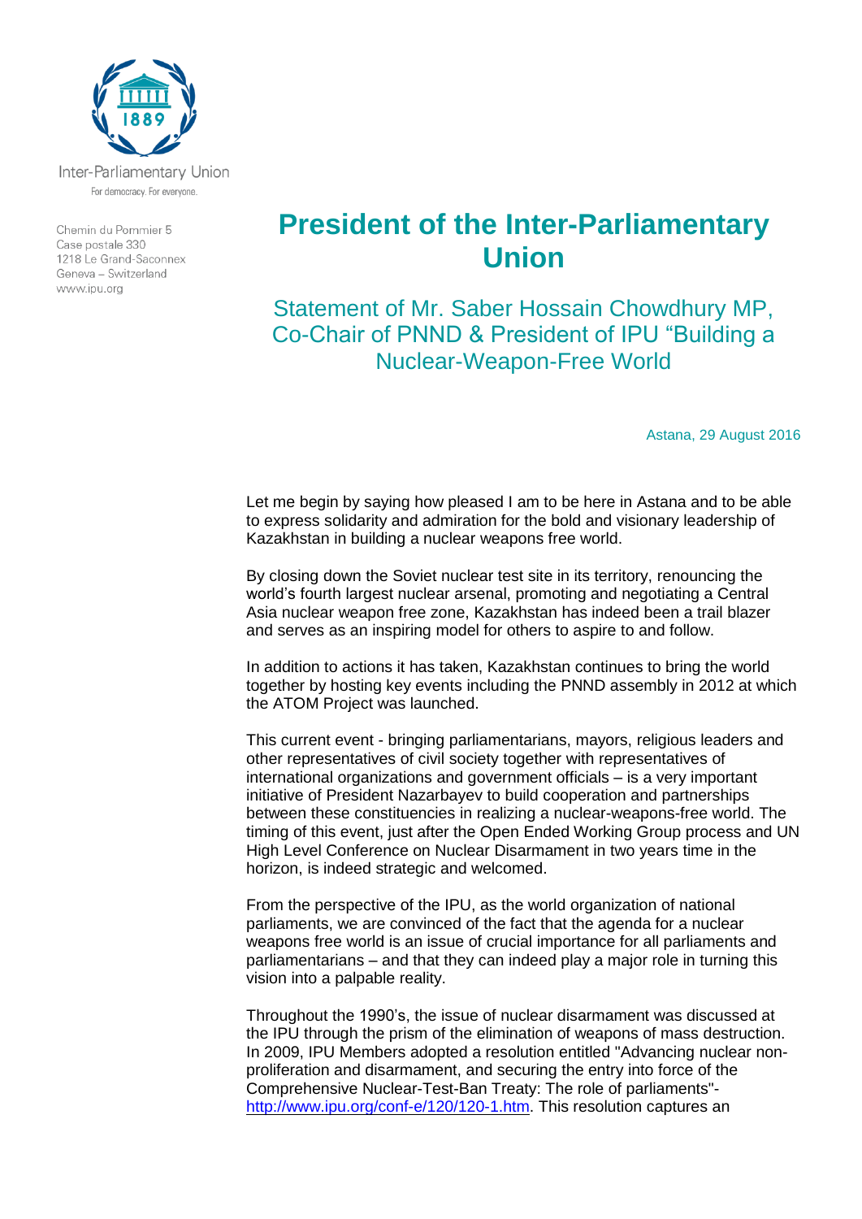Inter-Parliamentary Union
For democracy. For everyone.

Chemin du Pommier 5
Case postale 330
1218 Le Grand-Saconnex
Geneva – Switzerland
www.ipu.org

# President of the Inter-Parliamentary Union

## Statement of Mr. Saber Hossain Chowdhury MP, Co-Chair of PNND & President of IPU "Building a Nuclear-Weapon-Free World

Astana, 29 August 2016

Let me begin by saying how pleased I am to be here in Astana and to be able to express solidarity and admiration for the bold and visionary leadership of Kazakhstan in building a nuclear weapons free world.

By closing down the Soviet nuclear test site in its territory, renouncing the world's fourth largest nuclear arsenal, promoting and negotiating a Central Asia nuclear weapon free zone, Kazakhstan has indeed been a trail blazer and serves as an inspiring model for others to aspire to and follow.

In addition to actions it has taken, Kazakhstan continues to bring the world together by hosting key events including the PNND assembly in 2012 at which the ATOM Project was launched.

This current event - bringing parliamentarians, mayors, religious leaders and other representatives of civil society together with representatives of international organizations and government officials – is a very important initiative of President Nazarbayev to build cooperation and partnerships between these constituencies in realizing a nuclear-weapons-free world. The timing of this event, just after the Open Ended Working Group process and UN High Level Conference on Nuclear Disarmament in two years time in the horizon, is indeed strategic and welcomed.

From the perspective of the IPU, as the world organization of national parliaments, we are convinced of the fact that the agenda for a nuclear weapons free world is an issue of crucial importance for all parliaments and parliamentarians – and that they can indeed play a major role in turning this vision into a palpable reality.

Throughout the 1990's, the issue of nuclear disarmament was discussed at the IPU through the prism of the elimination of weapons of mass destruction. In 2009, IPU Members adopted a resolution entitled "Advancing nuclear non-proliferation and disarmament, and securing the entry into force of the Comprehensive Nuclear-Test-Ban Treaty: The role of parliaments"- http://www.ipu.org/conf-e/120/120-1.htm. This resolution captures an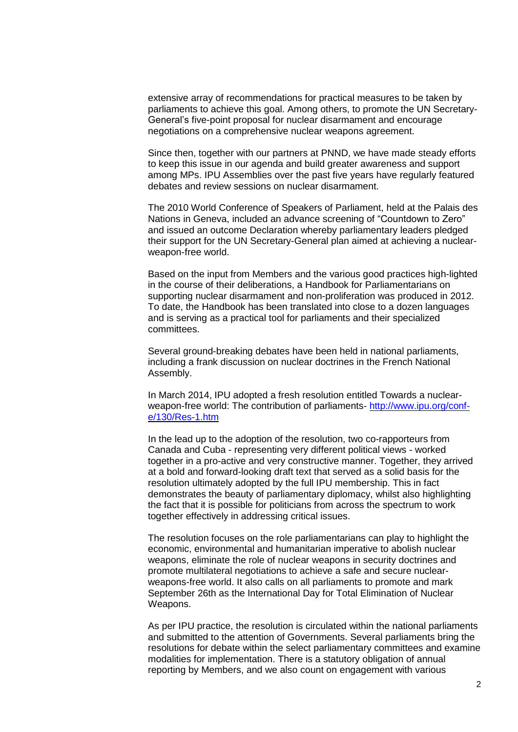extensive array of recommendations for practical measures to be taken by parliaments to achieve this goal. Among others, to promote the UN Secretary-General's five-point proposal for nuclear disarmament and encourage negotiations on a comprehensive nuclear weapons agreement.

Since then, together with our partners at PNND, we have made steady efforts to keep this issue in our agenda and build greater awareness and support among MPs. IPU Assemblies over the past five years have regularly featured debates and review sessions on nuclear disarmament.

The 2010 World Conference of Speakers of Parliament, held at the Palais des Nations in Geneva, included an advance screening of "Countdown to Zero" and issued an outcome Declaration whereby parliamentary leaders pledged their support for the UN Secretary-General plan aimed at achieving a nuclear-weapon-free world.

Based on the input from Members and the various good practices high-lighted in the course of their deliberations, a Handbook for Parliamentarians on supporting nuclear disarmament and non-proliferation was produced in 2012. To date, the Handbook has been translated into close to a dozen languages and is serving as a practical tool for parliaments and their specialized committees.

Several ground-breaking debates have been held in national parliaments, including a frank discussion on nuclear doctrines in the French National Assembly.

In March 2014, IPU adopted a fresh resolution entitled Towards a nuclear-weapon-free world: The contribution of parliaments- [http://www.ipu.org/conf-e/130/Res-1.htm](http://www.ipu.org/conf-e/130/Res-1.htm)

In the lead up to the adoption of the resolution, two co-rapporteurs from Canada and Cuba - representing very different political views - worked together in a pro-active and very constructive manner. Together, they arrived at a bold and forward-looking draft text that served as a solid basis for the resolution ultimately adopted by the full IPU membership. This in fact demonstrates the beauty of parliamentary diplomacy, whilst also highlighting the fact that it is possible for politicians from across the spectrum to work together effectively in addressing critical issues.

The resolution focuses on the role parliamentarians can play to highlight the economic, environmental and humanitarian imperative to abolish nuclear weapons, eliminate the role of nuclear weapons in security doctrines and promote multilateral negotiations to achieve a safe and secure nuclear-weapons-free world. It also calls on all parliaments to promote and mark September 26th as the International Day for Total Elimination of Nuclear Weapons.

As per IPU practice, the resolution is circulated within the national parliaments and submitted to the attention of Governments. Several parliaments bring the resolutions for debate within the select parliamentary committees and examine modalities for implementation. There is a statutory obligation of annual reporting by Members, and we also count on engagement with various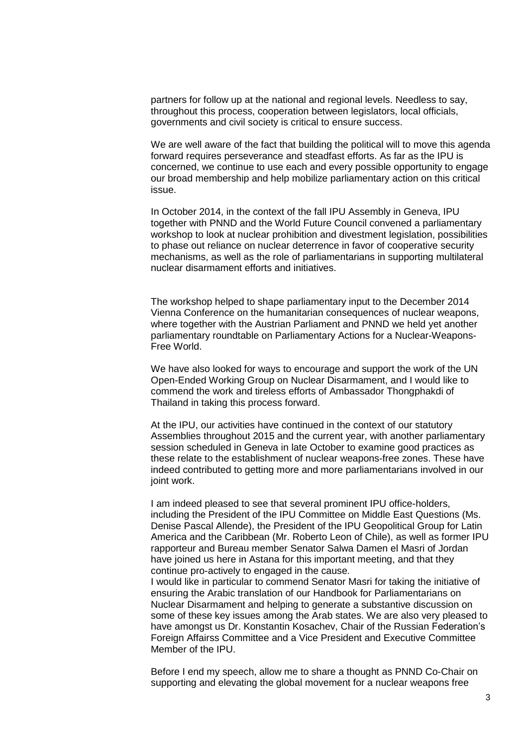partners for follow up at the national and regional levels. Needless to say, throughout this process, cooperation between legislators, local officials, governments and civil society is critical to ensure success.

We are well aware of the fact that building the political will to move this agenda forward requires perseverance and steadfast efforts. As far as the IPU is concerned, we continue to use each and every possible opportunity to engage our broad membership and help mobilize parliamentary action on this critical issue.

In October 2014, in the context of the fall IPU Assembly in Geneva, IPU together with PNND and the World Future Council convened a parliamentary workshop to look at nuclear prohibition and divestment legislation, possibilities to phase out reliance on nuclear deterrence in favor of cooperative security mechanisms, as well as the role of parliamentarians in supporting multilateral nuclear disarmament efforts and initiatives.

The workshop helped to shape parliamentary input to the December 2014 Vienna Conference on the humanitarian consequences of nuclear weapons, where together with the Austrian Parliament and PNND we held yet another parliamentary roundtable on Parliamentary Actions for a Nuclear-Weapons-Free World.

We have also looked for ways to encourage and support the work of the UN Open-Ended Working Group on Nuclear Disarmament, and I would like to commend the work and tireless efforts of Ambassador Thongphakdi of Thailand in taking this process forward.

At the IPU, our activities have continued in the context of our statutory Assemblies throughout 2015 and the current year, with another parliamentary session scheduled in Geneva in late October to examine good practices as these relate to the establishment of nuclear weapons-free zones. These have indeed contributed to getting more and more parliamentarians involved in our joint work.

I am indeed pleased to see that several prominent IPU office-holders, including the President of the IPU Committee on Middle East Questions (Ms. Denise Pascal Allende), the President of the IPU Geopolitical Group for Latin America and the Caribbean (Mr. Roberto Leon of Chile), as well as former IPU rapporteur and Bureau member Senator Salwa Damen el Masri of Jordan have joined us here in Astana for this important meeting, and that they continue pro-actively to engaged in the cause.
I would like in particular to commend Senator Masri for taking the initiative of ensuring the Arabic translation of our Handbook for Parliamentarians on Nuclear Disarmament and helping to generate a substantive discussion on some of these key issues among the Arab states. We are also very pleased to have amongst us Dr. Konstantin Kosachev, Chair of the Russian Federation's Foreign Affairss Committee and a Vice President and Executive Committee Member of the IPU.

Before I end my speech, allow me to share a thought as PNND Co-Chair on supporting and elevating the global movement for a nuclear weapons free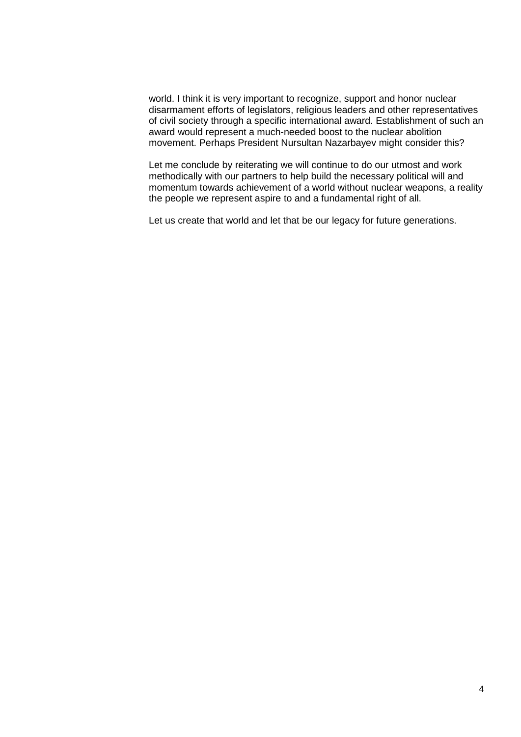world. I think it is very important to recognize, support and honor nuclear disarmament efforts of legislators, religious leaders and other representatives of civil society through a specific international award. Establishment of such an award would represent a much-needed boost to the nuclear abolition movement. Perhaps President Nursultan Nazarbayev might consider this?

Let me conclude by reiterating we will continue to do our utmost and work methodically with our partners to help build the necessary political will and momentum towards achievement of a world without nuclear weapons, a reality the people we represent aspire to and a fundamental right of all.

Let us create that world and let that be our legacy for future generations.